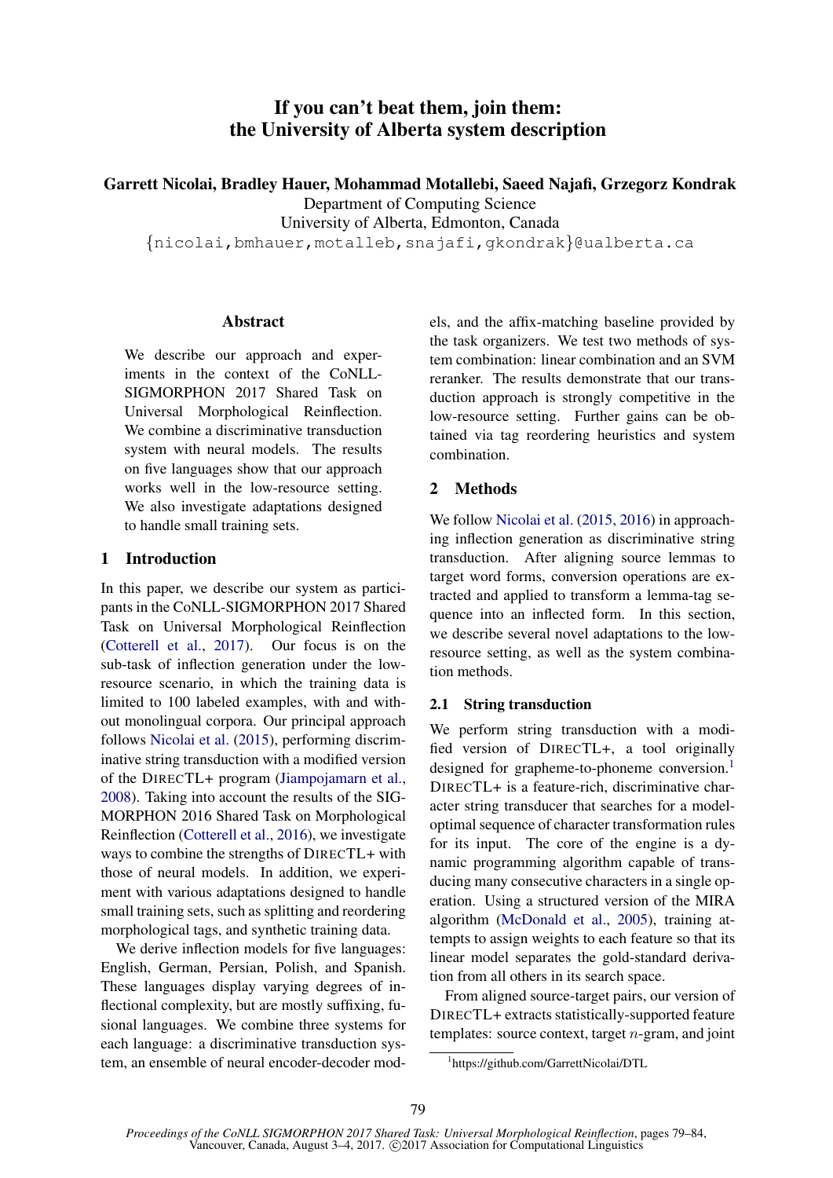# If you can't beat them, join them: the University of Alberta system description

**Garrett Nicolai, Bradley Hauer, Mohammad Motallebi, Saeed Najafi, Grzegorz Kondrak**
Department of Computing Science
University of Alberta, Edmonton, Canada
{nicolai,bmhauer,motalleb,snajafi,gkondrak}@ualberta.ca

## Abstract

We describe our approach and experiments in the context of the CoNLL-SIGMORPHON 2017 Shared Task on Universal Morphological Reinflection. We combine a discriminative transduction system with neural models. The results on five languages show that our approach works well in the low-resource setting. We also investigate adaptations designed to handle small training sets.

## 1 Introduction

In this paper, we describe our system as participants in the CoNLL-SIGMORPHON 2017 Shared Task on Universal Morphological Reinflection (Cotterell et al., 2017). Our focus is on the sub-task of inflection generation under the low-resource scenario, in which the training data is limited to 100 labeled examples, with and without monolingual corpora. Our principal approach follows Nicolai et al. (2015), performing discriminative string transduction with a modified version of the DIRECTL+ program (Jiampojamarn et al., 2008). Taking into account the results of the SIGMORPHON 2016 Shared Task on Morphological Reinflection (Cotterell et al., 2016), we investigate ways to combine the strengths of DIRECTL+ with those of neural models. In addition, we experiment with various adaptations designed to handle small training sets, such as splitting and reordering morphological tags, and synthetic training data.

We derive inflection models for five languages: English, German, Persian, Polish, and Spanish. These languages display varying degrees of inflectional complexity, but are mostly suffixing, fusional languages. We combine three systems for each language: a discriminative transduction system, an ensemble of neural encoder-decoder models, and the affix-matching baseline provided by the task organizers. We test two methods of system combination: linear combination and an SVM reranker. The results demonstrate that our transduction approach is strongly competitive in the low-resource setting. Further gains can be obtained via tag reordering heuristics and system combination.

## 2 Methods

We follow Nicolai et al. (2015, 2016) in approaching inflection generation as discriminative string transduction. After aligning source lemmas to target word forms, conversion operations are extracted and applied to transform a lemma-tag sequence into an inflected form. In this section, we describe several novel adaptations to the low-resource setting, as well as the system combination methods.

### 2.1 String transduction

We perform string transduction with a modified version of DIRECTL+, a tool originally designed for grapheme-to-phoneme conversion.[1] DIRECTL+ is a feature-rich, discriminative character string transducer that searches for a model-optimal sequence of character transformation rules for its input. The core of the engine is a dynamic programming algorithm capable of transducing many consecutive characters in a single operation. Using a structured version of the MIRA algorithm (McDonald et al., 2005), training attempts to assign weights to each feature so that its linear model separates the gold-standard derivation from all others in its search space.

From aligned source-target pairs, our version of DIRECTL+ extracts statistically-supported feature templates: source context, target $n$-gram, and joint

[1] https://github.com/GarrettNicolai/DTL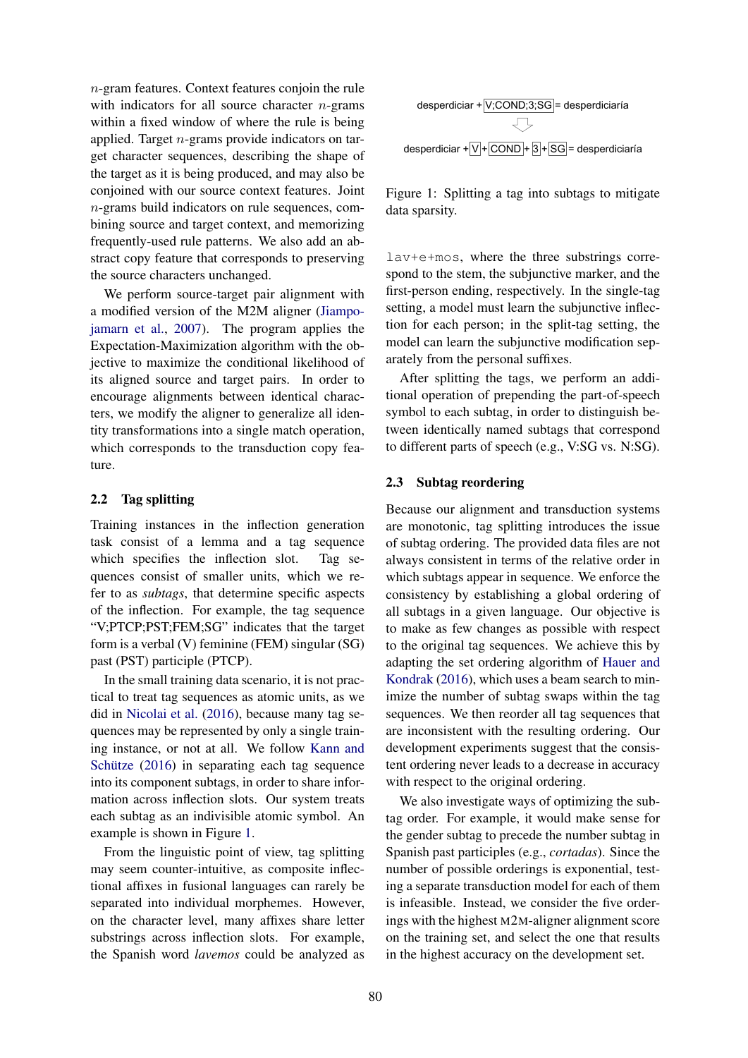$n$-gram features. Context features conjoin the rule with indicators for all source character $n$-grams within a fixed window of where the rule is being applied. Target $n$-grams provide indicators on target character sequences, describing the shape of the target as it is being produced, and may also be conjoined with our source context features. Joint $n$-grams build indicators on rule sequences, combining source and target context, and memorizing frequently-used rule patterns. We also add an abstract copy feature that corresponds to preserving the source characters unchanged.

We perform source-target pair alignment with a modified version of the M2M aligner (Jiampojamarn et al., 2007). The program applies the Expectation-Maximization algorithm with the objective to maximize the conditional likelihood of its aligned source and target pairs. In order to encourage alignments between identical characters, we modify the aligner to generalize all identity transformations into a single match operation, which corresponds to the transduction copy feature.

## 2.2 Tag splitting

Training instances in the inflection generation task consist of a lemma and a tag sequence which specifies the inflection slot. Tag sequences consist of smaller units, which we refer to as *subtags*, that determine specific aspects of the inflection. For example, the tag sequence "V;PTCP;PST;FEM;SG" indicates that the target form is a verbal (V) feminine (FEM) singular (SG) past (PST) participle (PTCP).

In the small training data scenario, it is not practical to treat tag sequences as atomic units, as we did in Nicolai et al. (2016), because many tag sequences may be represented by only a single training instance, or not at all. We follow Kann and Schütze (2016) in separating each tag sequence into its component subtags, in order to share information across inflection slots. Our system treats each subtag as an indivisible atomic symbol. An example is shown in Figure 1.

desperdiciar + V;COND;3;SG = desperdiciaría

desperdiciar + V + COND + 3 + SG = desperdiciaría

Figure 1: Splitting a tag into subtags to mitigate data sparsity.

From the linguistic point of view, tag splitting may seem counter-intuitive, as composite inflectional affixes in fusional languages can rarely be separated into individual morphemes. However, on the character level, many affixes share letter substrings across inflection slots. For example, the Spanish word *lavemos* could be analyzed as `lav+e+mos`, where the three substrings correspond to the stem, the subjunctive marker, and the first-person ending, respectively. In the single-tag setting, a model must learn the subjunctive inflection for each person; in the split-tag setting, the model can learn the subjunctive modification separately from the personal suffixes.

After splitting the tags, we perform an additional operation of prepending the part-of-speech symbol to each subtag, in order to distinguish between identically named subtags that correspond to different parts of speech (e.g., V:SG vs. N:SG).

## 2.3 Subtag reordering

Because our alignment and transduction systems are monotonic, tag splitting introduces the issue of subtag ordering. The provided data files are not always consistent in terms of the relative order in which subtags appear in sequence. We enforce the consistency by establishing a global ordering of all subtags in a given language. Our objective is to make as few changes as possible with respect to the original tag sequences. We achieve this by adapting the set ordering algorithm of Hauer and Kondrak (2016), which uses a beam search to minimize the number of subtag swaps within the tag sequences. We then reorder all tag sequences that are inconsistent with the resulting ordering. Our development experiments suggest that the consistent ordering never leads to a decrease in accuracy with respect to the original ordering.

We also investigate ways of optimizing the subtag order. For example, it would make sense for the gender subtag to precede the number subtag in Spanish past participles (e.g., *cortadas*). Since the number of possible orderings is exponential, testing a separate transduction model for each of them is infeasible. Instead, we consider the five orderings with the highest M2M-aligner alignment score on the training set, and select the one that results in the highest accuracy on the development set.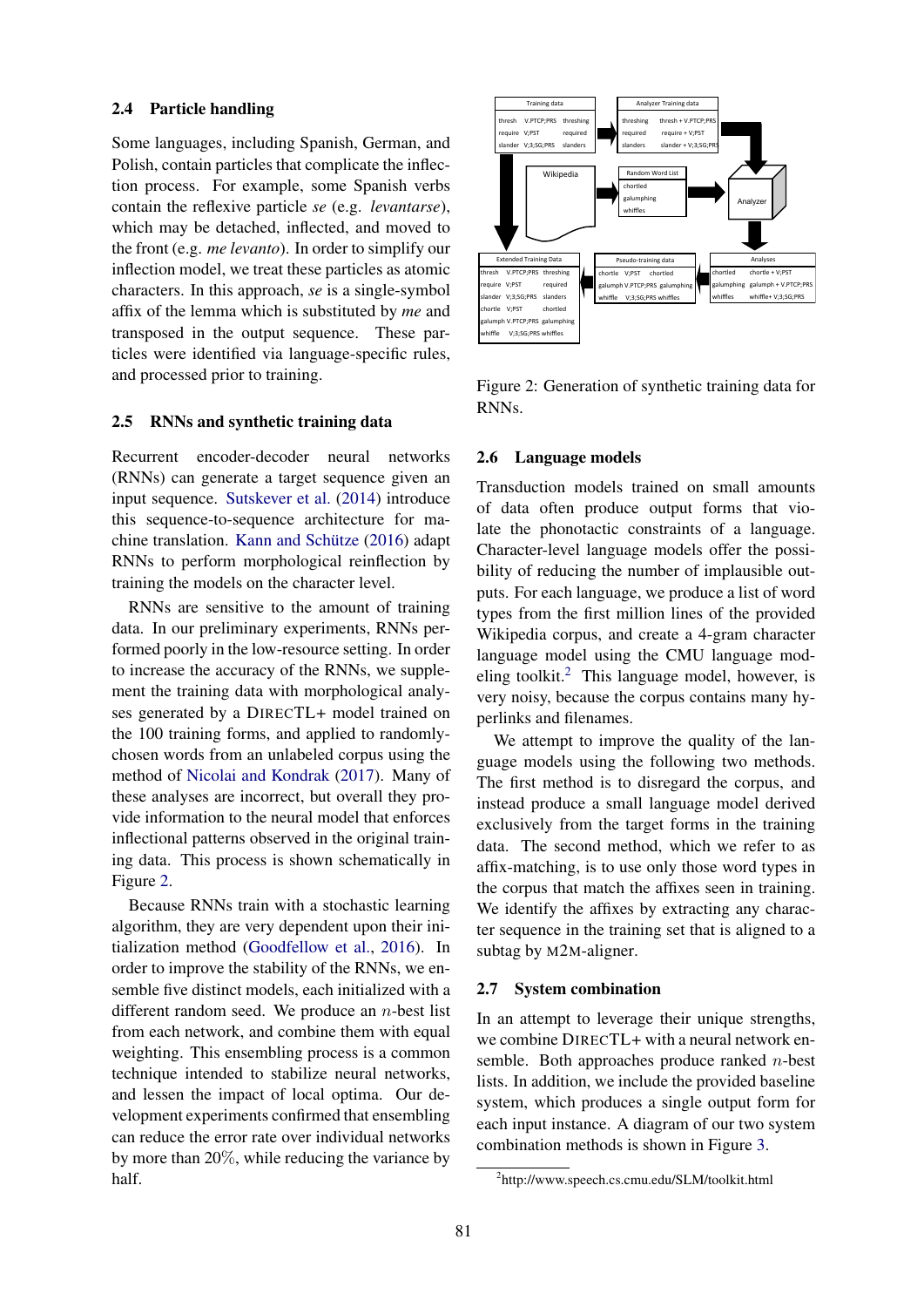## 2.4 Particle handling

Some languages, including Spanish, German, and Polish, contain particles that complicate the inflection process. For example, some Spanish verbs contain the reflexive particle *se* (e.g. *levantarse*), which may be detached, inflected, and moved to the front (e.g. *me levanto*). In order to simplify our inflection model, we treat these particles as atomic characters. In this approach, *se* is a single-symbol affix of the lemma which is substituted by *me* and transposed in the output sequence. These particles were identified via language-specific rules, and processed prior to training.

## 2.5 RNNs and synthetic training data

Recurrent encoder-decoder neural networks (RNNs) can generate a target sequence given an input sequence. Sutskever et al. (2014) introduce this sequence-to-sequence architecture for machine translation. Kann and Schütze (2016) adapt RNNs to perform morphological reinflection by training the models on the character level.

RNNs are sensitive to the amount of training data. In our preliminary experiments, RNNs performed poorly in the low-resource setting. In order to increase the accuracy of the RNNs, we supplement the training data with morphological analyses generated by a DirecTL+ model trained on the 100 training forms, and applied to randomly-chosen words from an unlabeled corpus using the method of Nicolai and Kondrak (2017). Many of these analyses are incorrect, but overall they provide information to the neural model that enforces inflectional patterns observed in the original training data. This process is shown schematically in Figure 2.

Because RNNs train with a stochastic learning algorithm, they are very dependent upon their initialization method (Goodfellow et al., 2016). In order to improve the stability of the RNNs, we ensemble five distinct models, each initialized with a different random seed. We produce an $n$-best list from each network, and combine them with equal weighting. This ensembling process is a common technique intended to stabilize neural networks, and lessen the impact of local optima. Our development experiments confirmed that ensembling can reduce the error rate over individual networks by more than 20%, while reducing the variance by half.

Figure 2: Generation of synthetic training data for RNNs.

## 2.6 Language models

Transduction models trained on small amounts of data often produce output forms that violate the phonotactic constraints of a language. Character-level language models offer the possibility of reducing the number of implausible outputs. For each language, we produce a list of word types from the first million lines of the provided Wikipedia corpus, and create a 4-gram character language model using the CMU language modeling toolkit.[2] This language model, however, is very noisy, because the corpus contains many hyperlinks and filenames.

We attempt to improve the quality of the language models using the following two methods. The first method is to disregard the corpus, and instead produce a small language model derived exclusively from the target forms in the training data. The second method, which we refer to as affix-matching, is to use only those word types in the corpus that match the affixes seen in training. We identify the affixes by extracting any character sequence in the training set that is aligned to a subtag by M2M-aligner.

## 2.7 System combination

In an attempt to leverage their unique strengths, we combine DirecTL+ with a neural network ensemble. Both approaches produce ranked $n$-best lists. In addition, we include the provided baseline system, which produces a single output form for each input instance. A diagram of our two system combination methods is shown in Figure 3.

[2] http://www.speech.cs.cmu.edu/SLM/toolkit.html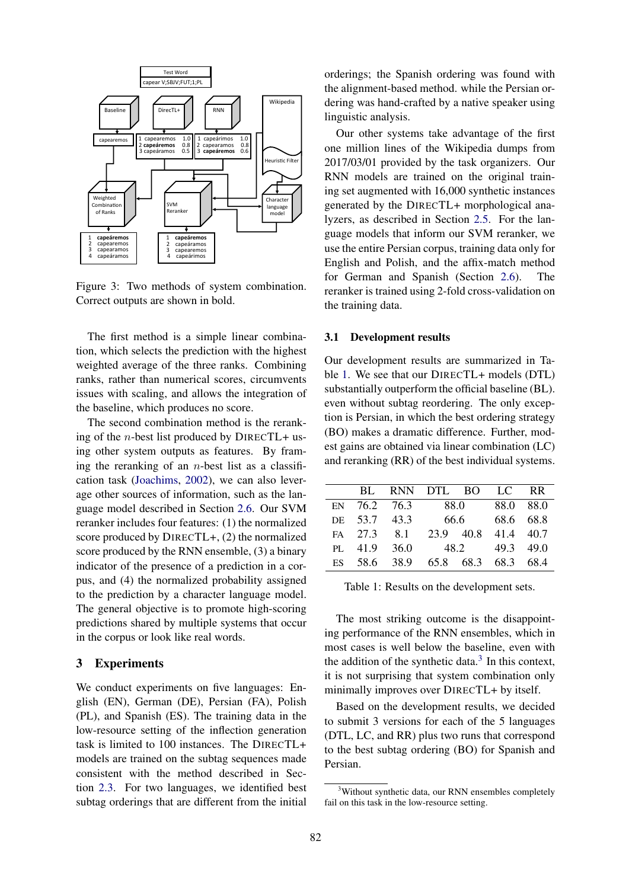Figure 3: Two methods of system combination. Correct outputs are shown in bold.

The first method is a simple linear combination, which selects the prediction with the highest weighted average of the three ranks. Combining ranks, rather than numerical scores, circumvents issues with scaling, and allows the integration of the baseline, which produces no score.

The second combination method is the reranking of the $n$-best list produced by DIRECTL+ using other system outputs as features. By framing the reranking of an $n$-best list as a classification task (Joachims, 2002), we can also leverage other sources of information, such as the language model described in Section 2.6. Our SVM reranker includes four features: (1) the normalized score produced by DIRECTL+, (2) the normalized score produced by the RNN ensemble, (3) a binary indicator of the presence of a prediction in a corpus, and (4) the normalized probability assigned to the prediction by a character language model. The general objective is to promote high-scoring predictions shared by multiple systems that occur in the corpus or look like real words.

## 3 Experiments

We conduct experiments on five languages: English (EN), German (DE), Persian (FA), Polish (PL), and Spanish (ES). The training data in the low-resource setting of the inflection generation task is limited to 100 instances. The DIRECTL+ models are trained on the subtag sequences made consistent with the method described in Section 2.3. For two languages, we identified best subtag orderings that are different from the initial orderings; the Spanish ordering was found with the alignment-based method. while the Persian ordering was hand-crafted by a native speaker using linguistic analysis.

Our other systems take advantage of the first one million lines of the Wikipedia dumps from 2017/03/01 provided by the task organizers. Our RNN models are trained on the original training set augmented with 16,000 synthetic instances generated by the DIRECTL+ morphological analyzers, as described in Section 2.5. For the language models that inform our SVM reranker, we use the entire Persian corpus, training data only for English and Polish, and the affix-match method for German and Spanish (Section 2.6). The reranker is trained using 2-fold cross-validation on the training data.

### 3.1 Development results

Our development results are summarized in Table 1. We see that our DIRECTL+ models (DTL) substantially outperform the official baseline (BL). even without subtag reordering. The only exception is Persian, in which the best ordering strategy (BO) makes a dramatic difference. Further, modest gains are obtained via linear combination (LC) and reranking (RR) of the best individual systems.

| | BL | RNN | DTL | BO | LC | RR |
|---|---|---|---|---|---|---|
| EN | 76.2 | 76.3 | 88.0 | | 88.0 | 88.0 |
| DE | 53.7 | 43.3 | 66.6 | | 68.6 | 68.8 |
| FA | 27.3 | 8.1 | 23.9 | 40.8 | 41.4 | 40.7 |
| PL | 41.9 | 36.0 | 48.2 | | 49.3 | 49.0 |
| ES | 58.6 | 38.9 | 65.8 | 68.3 | 68.3 | 68.4 |

Table 1: Results on the development sets.

The most striking outcome is the disappointing performance of the RNN ensembles, which in most cases is well below the baseline, even with the addition of the synthetic data.[3] In this context, it is not surprising that system combination only minimally improves over DIRECTL+ by itself.

Based on the development results, we decided to submit 3 versions for each of the 5 languages (DTL, LC, and RR) plus two runs that correspond to the best subtag ordering (BO) for Spanish and Persian.

[3] Without synthetic data, our RNN ensembles completely fail on this task in the low-resource setting.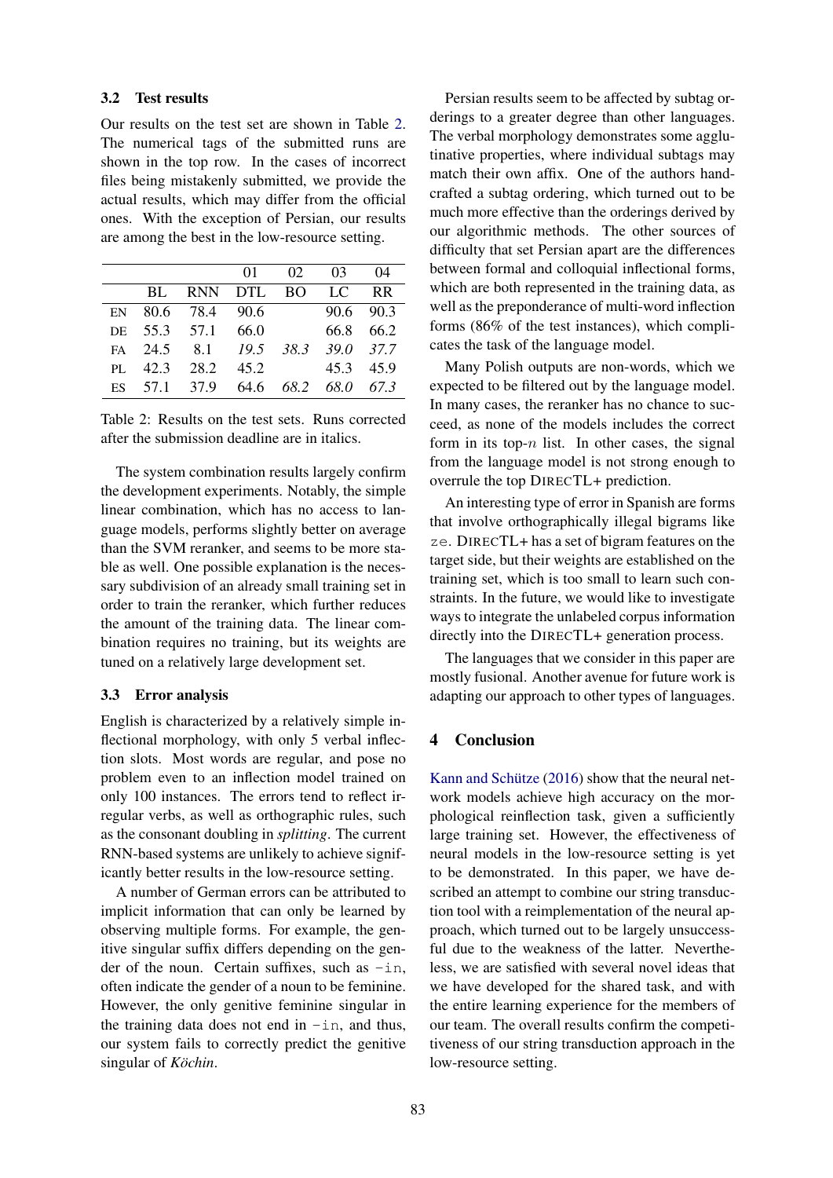### 3.2 Test results

Our results on the test set are shown in Table 2. The numerical tags of the submitted runs are shown in the top row. In the cases of incorrect files being mistakenly submitted, we provide the actual results, which may differ from the official ones. With the exception of Persian, our results are among the best in the low-resource setting.

| | | | 01 | 02 | 03 | 04 |
|---|---|---|---|---|---|---|
| | BL | RNN | DTL | BO | LC | RR |
| EN | 80.6 | 78.4 | 90.6 | | 90.6 | 90.3 |
| DE | 55.3 | 57.1 | 66.0 | | 66.8 | 66.2 |
| FA | 24.5 | 8.1 | *19.5* | *38.3* | *39.0* | *37.7* |
| PL | 42.3 | 28.2 | 45.2 | | 45.3 | 45.9 |
| ES | 57.1 | 37.9 | 64.6 | *68.2* | *68.0* | *67.3* |

Table 2: Results on the test sets. Runs corrected after the submission deadline are in italics.

The system combination results largely confirm the development experiments. Notably, the simple linear combination, which has no access to language models, performs slightly better on average than the SVM reranker, and seems to be more stable as well. One possible explanation is the necessary subdivision of an already small training set in order to train the reranker, which further reduces the amount of the training data. The linear combination requires no training, but its weights are tuned on a relatively large development set.

### 3.3 Error analysis

English is characterized by a relatively simple inflectional morphology, with only 5 verbal inflection slots. Most words are regular, and pose no problem even to an inflection model trained on only 100 instances. The errors tend to reflect irregular verbs, as well as orthographic rules, such as the consonant doubling in *splitting*. The current RNN-based systems are unlikely to achieve significantly better results in the low-resource setting.

A number of German errors can be attributed to implicit information that can only be learned by observing multiple forms. For example, the genitive singular suffix differs depending on the gender of the noun. Certain suffixes, such as `-in`, often indicate the gender of a noun to be feminine. However, the only genitive feminine singular in the training data does not end in `-in`, and thus, our system fails to correctly predict the genitive singular of *Köchin*.

Persian results seem to be affected by subtag orderings to a greater degree than other languages. The verbal morphology demonstrates some agglutinative properties, where individual subtags may match their own affix. One of the authors handcrafted a subtag ordering, which turned out to be much more effective than the orderings derived by our algorithmic methods. The other sources of difficulty that set Persian apart are the differences between formal and colloquial inflectional forms, which are both represented in the training data, as well as the preponderance of multi-word inflection forms (86% of the test instances), which complicates the task of the language model.

Many Polish outputs are non-words, which we expected to be filtered out by the language model. In many cases, the reranker has no chance to succeed, as none of the models includes the correct form in its top-$n$ list. In other cases, the signal from the language model is not strong enough to overrule the top DIRECTL+ prediction.

An interesting type of error in Spanish are forms that involve orthographically illegal bigrams like `ze`. DIRECTL+ has a set of bigram features on the target side, but their weights are established on the training set, which is too small to learn such constraints. In the future, we would like to investigate ways to integrate the unlabeled corpus information directly into the DIRECTL+ generation process.

The languages that we consider in this paper are mostly fusional. Another avenue for future work is adapting our approach to other types of languages.

## 4 Conclusion

Kann and Schütze (2016) show that the neural network models achieve high accuracy on the morphological reinflection task, given a sufficiently large training set. However, the effectiveness of neural models in the low-resource setting is yet to be demonstrated. In this paper, we have described an attempt to combine our string transduction tool with a reimplementation of the neural approach, which turned out to be largely unsuccessful due to the weakness of the latter. Nevertheless, we are satisfied with several novel ideas that we have developed for the shared task, and with the entire learning experience for the members of our team. The overall results confirm the competitiveness of our string transduction approach in the low-resource setting.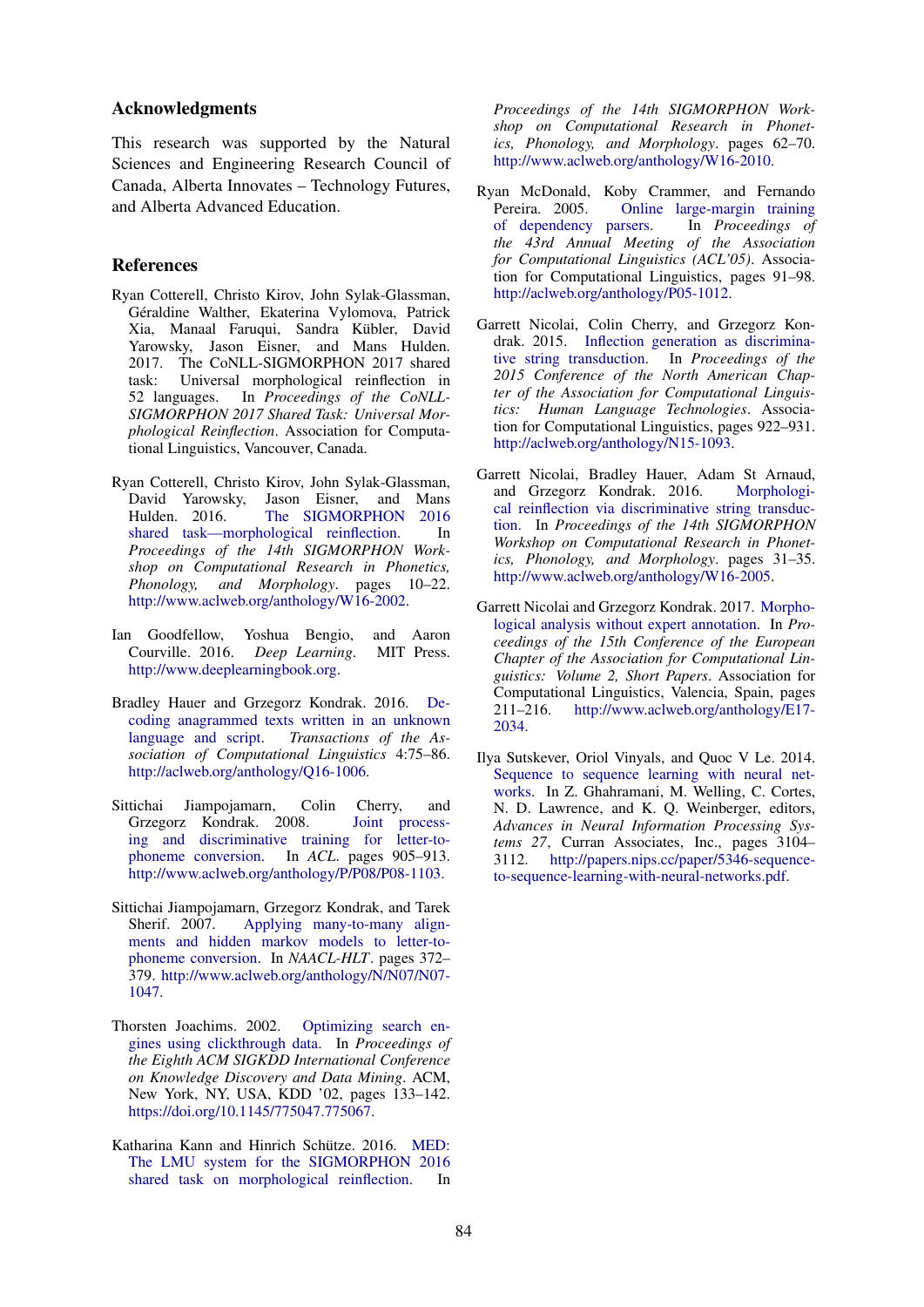## Acknowledgments

This research was supported by the Natural Sciences and Engineering Research Council of Canada, Alberta Innovates – Technology Futures, and Alberta Advanced Education.

## References

Ryan Cotterell, Christo Kirov, John Sylak-Glassman, Géraldine Walther, Ekaterina Vylomova, Patrick Xia, Manaal Faruqui, Sandra Kübler, David Yarowsky, Jason Eisner, and Mans Hulden. 2017. The CoNLL-SIGMORPHON 2017 shared task: Universal morphological reinflection in 52 languages. In *Proceedings of the CoNLL-SIGMORPHON 2017 Shared Task: Universal Morphological Reinflection*. Association for Computational Linguistics, Vancouver, Canada.

Ryan Cotterell, Christo Kirov, John Sylak-Glassman, David Yarowsky, Jason Eisner, and Mans Hulden. 2016. The SIGMORPHON 2016 shared task—morphological reinflection. In *Proceedings of the 14th SIGMORPHON Workshop on Computational Research in Phonetics, Phonology, and Morphology*. pages 10–22. http://www.aclweb.org/anthology/W16-2002.

Ian Goodfellow, Yoshua Bengio, and Aaron Courville. 2016. *Deep Learning*. MIT Press. http://www.deeplearningbook.org.

Bradley Hauer and Grzegorz Kondrak. 2016. Decoding anagrammed texts written in an unknown language and script. *Transactions of the Association of Computational Linguistics* 4:75–86. http://aclweb.org/anthology/Q16-1006.

Sittichai Jiampojamarn, Colin Cherry, and Grzegorz Kondrak. 2008. Joint processing and discriminative training for letter-to-phoneme conversion. In *ACL*. pages 905–913. http://www.aclweb.org/anthology/P/P08/P08-1103.

Sittichai Jiampojamarn, Grzegorz Kondrak, and Tarek Sherif. 2007. Applying many-to-many alignments and hidden markov models to letter-to-phoneme conversion. In *NAACL-HLT*. pages 372–379. http://www.aclweb.org/anthology/N/N07/N07-1047.

Thorsten Joachims. 2002. Optimizing search engines using clickthrough data. In *Proceedings of the Eighth ACM SIGKDD International Conference on Knowledge Discovery and Data Mining*. ACM, New York, NY, USA, KDD '02, pages 133–142. https://doi.org/10.1145/775047.775067.

Katharina Kann and Hinrich Schütze. 2016. MED: The LMU system for the SIGMORPHON 2016 shared task on morphological reinflection. In *Proceedings of the 14th SIGMORPHON Workshop on Computational Research in Phonetics, Phonology, and Morphology*. pages 62–70. http://www.aclweb.org/anthology/W16-2010.

Ryan McDonald, Koby Crammer, and Fernando Pereira. 2005. Online large-margin training of dependency parsers. In *Proceedings of the 43rd Annual Meeting of the Association for Computational Linguistics (ACL'05)*. Association for Computational Linguistics, pages 91–98. http://aclweb.org/anthology/P05-1012.

Garrett Nicolai, Colin Cherry, and Grzegorz Kondrak. 2015. Inflection generation as discriminative string transduction. In *Proceedings of the 2015 Conference of the North American Chapter of the Association for Computational Linguistics: Human Language Technologies*. Association for Computational Linguistics, pages 922–931. http://aclweb.org/anthology/N15-1093.

Garrett Nicolai, Bradley Hauer, Adam St Arnaud, and Grzegorz Kondrak. 2016. Morphological reinflection via discriminative string transduction. In *Proceedings of the 14th SIGMORPHON Workshop on Computational Research in Phonetics, Phonology, and Morphology*. pages 31–35. http://www.aclweb.org/anthology/W16-2005.

Garrett Nicolai and Grzegorz Kondrak. 2017. Morphological analysis without expert annotation. In *Proceedings of the 15th Conference of the European Chapter of the Association for Computational Linguistics: Volume 2, Short Papers*. Association for Computational Linguistics, Valencia, Spain, pages 211–216. http://www.aclweb.org/anthology/E17-2034.

Ilya Sutskever, Oriol Vinyals, and Quoc V Le. 2014. Sequence to sequence learning with neural networks. In Z. Ghahramani, M. Welling, C. Cortes, N. D. Lawrence, and K. Q. Weinberger, editors, *Advances in Neural Information Processing Systems 27*, Curran Associates, Inc., pages 3104–3112. http://papers.nips.cc/paper/5346-sequence-to-sequence-learning-with-neural-networks.pdf.